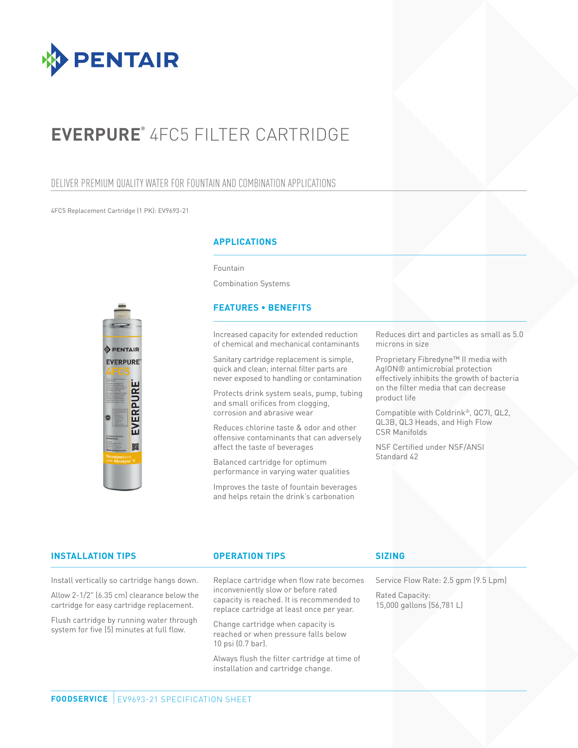# EVERPURE® 4FC5 FILTER CARTRIDGE

## DELIVER PREMIUM QUALITY WATER FOR FOUNTAIN AND COMBINATION APPLICATIONS

4FC5 Replacement Cartridge (1 PK): EV9693-21

### APPLICATIONS

Fountain

Combination Systems

### FEATURES • BENEFITS

Increased capacity for extended reduction of chemical and mechanical contaminants

Sanitary cartridge replacement is simple, quick and clean; internal filter parts are never exposed to handling or contamination

Protects drink system seals, pump, tubing and small orifices from clogging, corrosion and abrasive wear

Reduces chlorine taste & odor and other offensive contaminants that can adversely affect the taste of beverages

Balanced cartridge for optimum performance in varying water qualities

Improves the taste of fountain beverages and helps retain the drink's carbonation

Reduces dirt and particles as small as 5.0 microns in size

Proprietary Fibredyne™ II media with AgION® antimicrobial protection effectively inhibits the growth of bacteria on the filter media that can decrease product life

Compatible with Coldrink®, QC7I, QL2, QL3B, QL3 Heads, and High Flow CSR Manifolds

NSF Certified under NSF/ANSI Standard 42

### INSTALLATION TIPS

Install vertically so cartridge hangs down.

Allow 2-1/2" (6.35 cm) clearance below the cartridge for easy cartridge replacement.

Flush cartridge by running water through system for five (5) minutes at full flow.

### OPERATION TIPS

Replace cartridge when flow rate becomes inconveniently slow or before rated capacity is reached. It is recommended to replace cartridge at least once per year.

Change cartridge when capacity is reached or when pressure falls below 10 psi (0.7 bar).

Always flush the filter cartridge at time of installation and cartridge change.

### SIZING

Service Flow Rate: 2.5 gpm (9.5 Lpm)

Rated Capacity:
15,000 gallons (56,781 L)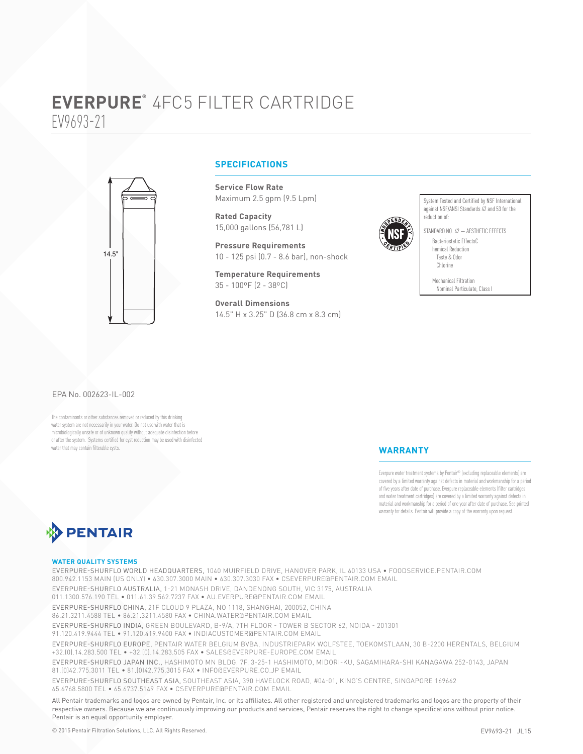# EVERPURE® 4FC5 FILTER CARTRIDGE
EV9693-21

14.5"

## SPECIFICATIONS

**Service Flow Rate**
Maximum 2.5 gpm (9.5 Lpm)

**Rated Capacity**
15,000 gallons (56,781 L)

**Pressure Requirements**
10 - 125 psi (0.7 - 8.6 bar), non-shock

**Temperature Requirements**
35 - 100ºF (2 - 38ºC)

**Overall Dimensions**
14.5" H x 3.25" D (36.8 cm x 8.3 cm)

INDEPENDENTLY NSF CERTIFIED

System Tested and Certified by NSF International against NSF/ANSI Standards 42 and 53 for the reduction of:

STANDARD NO. 42 — AESTHETIC EFFECTS

Bacteriostatic EffectsC
hemical Reduction
Taste & Odor
Chlorine

Mechanical Filtration
Nominal Particulate, Class I

EPA No. 002623-IL-002

The contaminants or other substances removed or reduced by this drinking water system are not necessarily in your water. Do not use with water that is microbiologically unsafe or of unknown quality without adequate disinfection before or after the system. Systems certified for cyst reduction may be used with disinfected water that may contain filterable cysts.

## WARRANTY

Everpure water treatment systems by Pentair® (excluding replaceable elements) are covered by a limited warranty against defects in material and workmanship for a period of five years after date of purchase. Everpure replaceable elements (filter cartridges and water treatment cartridges) are covered by a limited warranty against defects in material and workmanship for a period of one year after date of purchase. See printed warranty for details. Pentair will provide a copy of the warranty upon request.

PENTAIR

**WATER QUALITY SYSTEMS**

EVERPURE-SHURFLO WORLD HEADQUARTERS, 1040 MUIRFIELD DRIVE, HANOVER PARK, IL 60133 USA • FOODSERVICE.PENTAIR.COM
800.942.1153 MAIN (US ONLY) • 630.307.3000 MAIN • 630.307.3030 FAX • CSEVERPURE@PENTAIR.COM EMAIL

EVERPURE-SHURFLO AUSTRALIA, 1-21 MONASH DRIVE, DANDENONG SOUTH, VIC 3175, AUSTRALIA
011.1300.576.190 TEL • 011.61.39.562.7237 FAX • AU.EVERPURE@PENTAIR.COM EMAIL

EVERPURE-SHURFLO CHINA, 21F CLOUD 9 PLAZA, NO 1118, SHANGHAI, 200052, CHINA
86.21.3211.4588 TEL • 86.21.3211.4580 FAX • CHINA.WATER@PENTAIR.COM EMAIL

EVERPURE-SHURFLO INDIA, GREEN BOULEVARD, B-9/A, 7TH FLOOR - TOWER B SECTOR 62, NOIDA - 201301
91.120.419.9444 TEL • 91.120.419.9400 FAX • INDIACUSTOMER@PENTAIR.COM EMAIL

EVERPURE-SHURFLO EUROPE, PENTAIR WATER BELGIUM BVBA, INDUSTRIEPARK WOLFSTEE, TOEKOMSTLAAN, 30 B-2200 HERENTALS, BELGIUM
+32.(0).14.283.500 TEL • +32.(0).14.283.505 FAX • SALES@EVERPURE-EUROPE.COM EMAIL

EVERPURE-SHURFLO JAPAN INC., HASHIMOTO MN BLDG. 7F, 3-25-1 HASHIMOTO, MIDORI-KU, SAGAMIHARA-SHI KANAGAWA 252-0143, JAPAN
81.(0)42.775.3011 TEL • 81.(0)42.775.3015 FAX • INFO@EVERPURE.CO.JP EMAIL

EVERPURE-SHURFLO SOUTHEAST ASIA, SOUTHEAST ASIA, 390 HAVELOCK ROAD, #04-01, KING'S CENTRE, SINGAPORE 169662
65.6768.5800 TEL • 65.6737.5149 FAX • CSEVERPURE@PENTAIR.COM EMAIL

All Pentair trademarks and logos are owned by Pentair, Inc. or its affiliates. All other registered and unregistered trademarks and logos are the property of their respective owners. Because we are continuously improving our products and services, Pentair reserves the right to change specifications without prior notice. Pentair is an equal opportunity employer.

© 2015 Pentair Filtration Solutions, LLC. All Rights Reserved.

EV9693-21 JL15